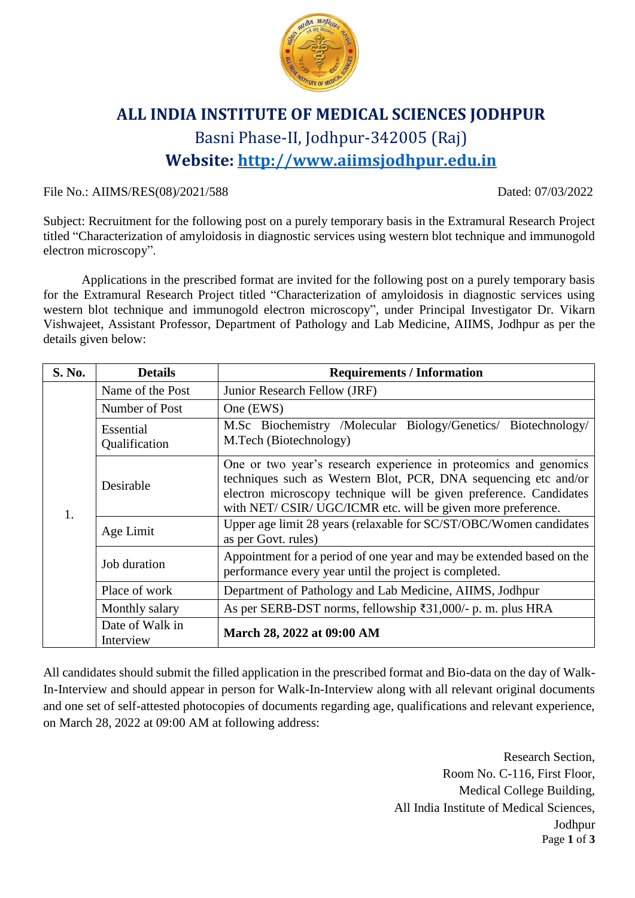# ALL INDIA INSTITUTE OF MEDICAL SCIENCES JODHPUR

## Basni Phase-II, Jodhpur-342005 (Raj)

## Website: [http://www.aiimsjodhpur.edu.in](http://www.aiimsjodhpur.edu.in)

File No.: AIIMS/RES(08)/2021/588 Dated: 07/03/2022

Subject: Recruitment for the following post on a purely temporary basis in the Extramural Research Project titled "Characterization of amyloidosis in diagnostic services using western blot technique and immunogold electron microscopy".

Applications in the prescribed format are invited for the following post on a purely temporary basis for the Extramural Research Project titled "Characterization of amyloidosis in diagnostic services using western blot technique and immunogold electron microscopy", under Principal Investigator Dr. Vikarn Vishwajeet, Assistant Professor, Department of Pathology and Lab Medicine, AIIMS, Jodhpur as per the details given below:

| S. No. | Details | Requirements / Information |
|---|---|---|
| 1. | Name of the Post | Junior Research Fellow (JRF) |
| | Number of Post | One (EWS) |
| | Essential Qualification | M.Sc Biochemistry /Molecular Biology/Genetics/ Biotechnology/ M.Tech (Biotechnology) |
| | Desirable | One or two year's research experience in proteomics and genomics techniques such as Western Blot, PCR, DNA sequencing etc and/or electron microscopy technique will be given preference. Candidates with NET/ CSIR/ UGC/ICMR etc. will be given more preference. |
| | Age Limit | Upper age limit 28 years (relaxable for SC/ST/OBC/Women candidates as per Govt. rules) |
| | Job duration | Appointment for a period of one year and may be extended based on the performance every year until the project is completed. |
| | Place of work | Department of Pathology and Lab Medicine, AIIMS, Jodhpur |
| | Monthly salary | As per SERB-DST norms, fellowship ₹31,000/- p. m. plus HRA |
| | Date of Walk in Interview | **March 28, 2022 at 09:00 AM** |

All candidates should submit the filled application in the prescribed format and Bio-data on the day of Walk-In-Interview and should appear in person for Walk-In-Interview along with all relevant original documents and one set of self-attested photocopies of documents regarding age, qualifications and relevant experience, on March 28, 2022 at 09:00 AM at following address:

Research Section,
Room No. C-116, First Floor,
Medical College Building,
All India Institute of Medical Sciences,
Jodhpur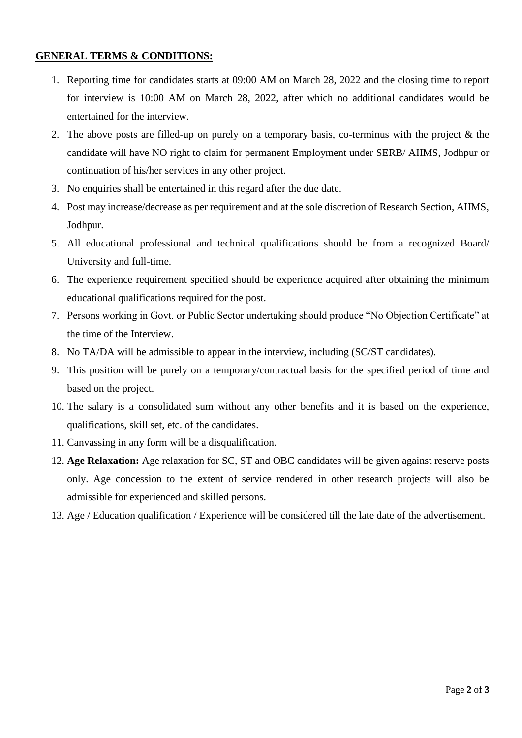## GENERAL TERMS & CONDITIONS:

1. Reporting time for candidates starts at 09:00 AM on March 28, 2022 and the closing time to report for interview is 10:00 AM on March 28, 2022, after which no additional candidates would be entertained for the interview.
2. The above posts are filled-up on purely on a temporary basis, co-terminus with the project & the candidate will have NO right to claim for permanent Employment under SERB/ AIIMS, Jodhpur or continuation of his/her services in any other project.
3. No enquiries shall be entertained in this regard after the due date.
4. Post may increase/decrease as per requirement and at the sole discretion of Research Section, AIIMS, Jodhpur.
5. All educational professional and technical qualifications should be from a recognized Board/ University and full-time.
6. The experience requirement specified should be experience acquired after obtaining the minimum educational qualifications required for the post.
7. Persons working in Govt. or Public Sector undertaking should produce "No Objection Certificate" at the time of the Interview.
8. No TA/DA will be admissible to appear in the interview, including (SC/ST candidates).
9. This position will be purely on a temporary/contractual basis for the specified period of time and based on the project.
10. The salary is a consolidated sum without any other benefits and it is based on the experience, qualifications, skill set, etc. of the candidates.
11. Canvassing in any form will be a disqualification.
12. **Age Relaxation:** Age relaxation for SC, ST and OBC candidates will be given against reserve posts only. Age concession to the extent of service rendered in other research projects will also be admissible for experienced and skilled persons.
13. Age / Education qualification / Experience will be considered till the late date of the advertisement.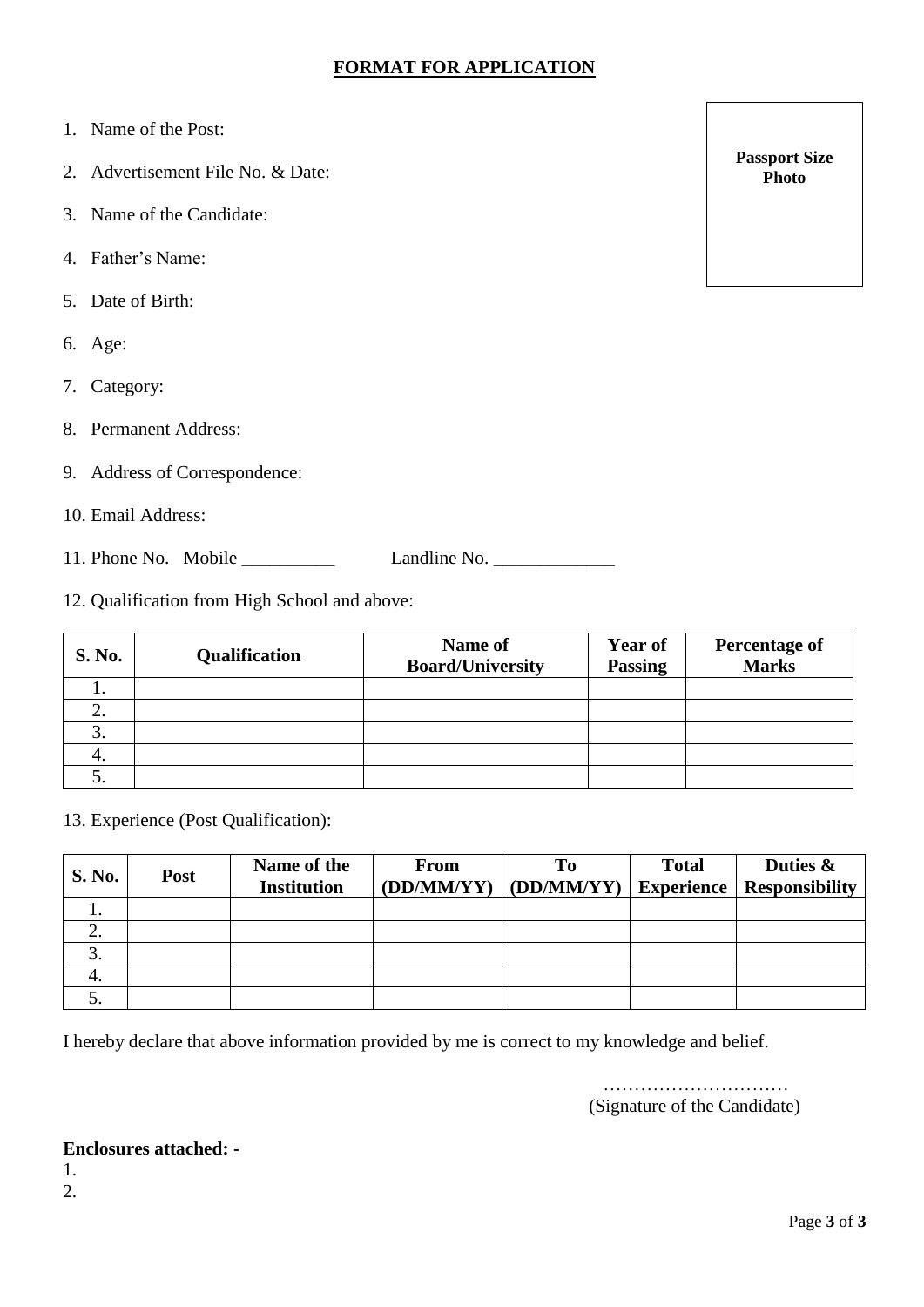# FORMAT FOR APPLICATION

Passport Size Photo

1. Name of the Post:
2. Advertisement File No. & Date:
3. Name of the Candidate:
4. Father's Name:
5. Date of Birth:
6. Age:
7. Category:
8. Permanent Address:
9. Address of Correspondence:
10. Email Address:
11. Phone No. Mobile __________ Landline No. _____________
12. Qualification from High School and above:

| S. No. | Qualification | Name of Board/University | Year of Passing | Percentage of Marks |
|---|---|---|---|---|
| 1. | | | | |
| 2. | | | | |
| 3. | | | | |
| 4. | | | | |
| 5. | | | | |

13. Experience (Post Qualification):

| S. No. | Post | Name of the Institution | From (DD/MM/YY) | To (DD/MM/YY) | Total Experience | Duties & Responsibility |
|---|---|---|---|---|---|---|
| 1. | | | | | | |
| 2. | | | | | | |
| 3. | | | | | | |
| 4. | | | | | | |
| 5. | | | | | | |

I hereby declare that above information provided by me is correct to my knowledge and belief.

…………………………
(Signature of the Candidate)

**Enclosures attached: -**

1.
2.